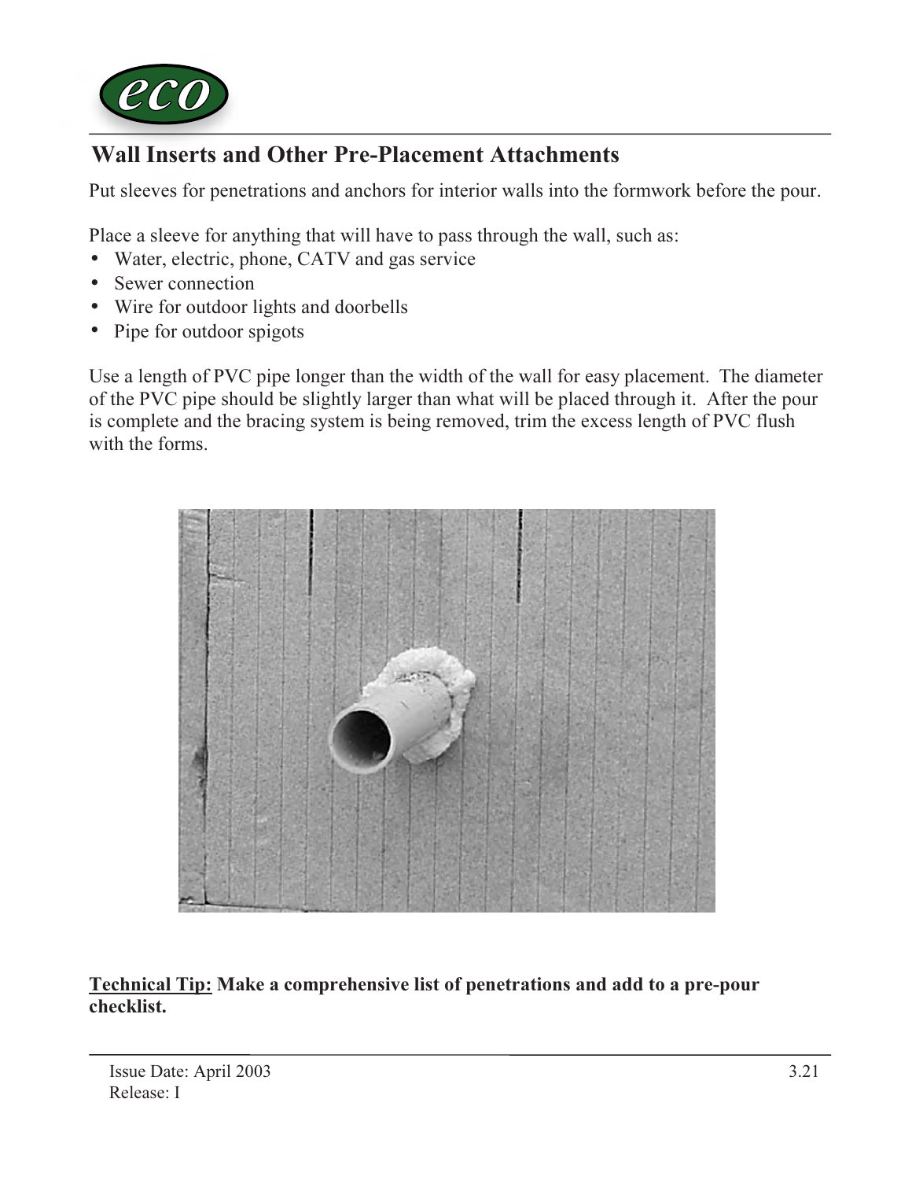## Wall Inserts and Other Pre-Placement Attachments

Put sleeves for penetrations and anchors for interior walls into the formwork before the pour.

Place a sleeve for anything that will have to pass through the wall, such as:

- Water, electric, phone, CATV and gas service
- Sewer connection
- Wire for outdoor lights and doorbells
- Pipe for outdoor spigots

Use a length of PVC pipe longer than the width of the wall for easy placement. The diameter of the PVC pipe should be slightly larger than what will be placed through it. After the pour is complete and the bracing system is being removed, trim the excess length of PVC flush with the forms.

**<u>Technical Tip:</u> Make a comprehensive list of penetrations and add to a pre-pour checklist.**

Issue Date: April 2003
Release: I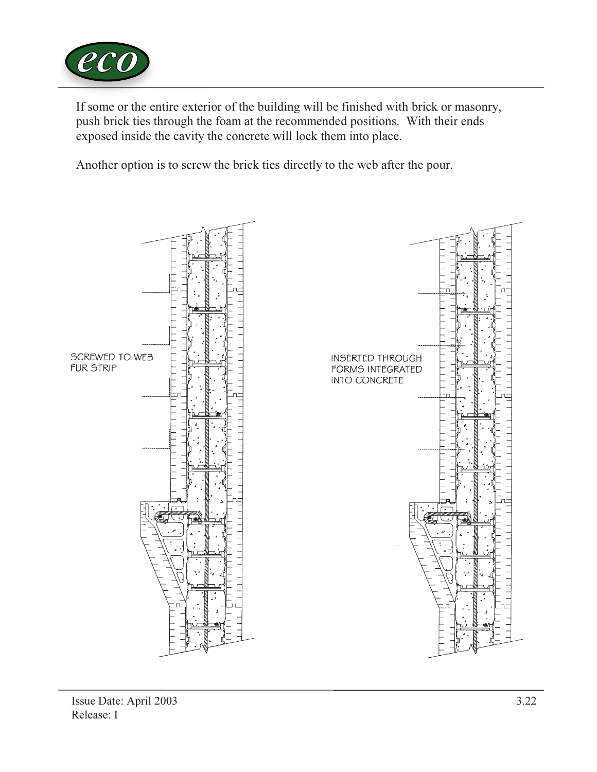If some or the entire exterior of the building will be finished with brick or masonry, push brick ties through the foam at the recommended positions. With their ends exposed inside the cavity the concrete will lock them into place.

Another option is to screw the brick ties directly to the web after the pour.

SCREWED TO WEB FUR STRIP

INSERTED THROUGH FORMS INTEGRATED INTO CONCRETE

Issue Date: April 2003
Release: I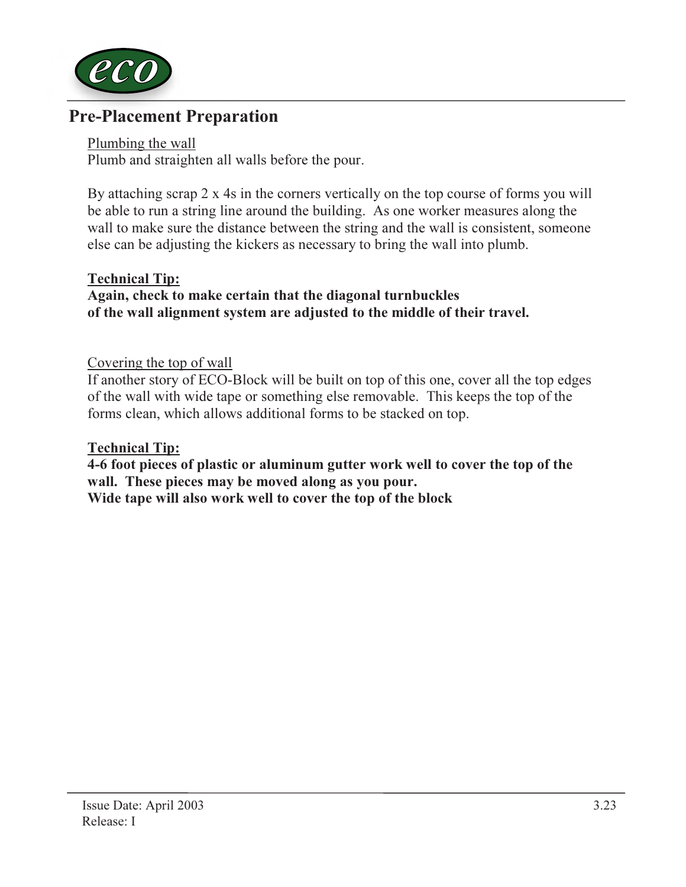## Pre-Placement Preparation

Plumbing the wall

Plumb and straighten all walls before the pour.

By attaching scrap 2 x 4s in the corners vertically on the top course of forms you will be able to run a string line around the building. As one worker measures along the wall to make sure the distance between the string and the wall is consistent, someone else can be adjusting the kickers as necessary to bring the wall into plumb.

**Technical Tip:**

**Again, check to make certain that the diagonal turnbuckles of the wall alignment system are adjusted to the middle of their travel.**

Covering the top of wall

If another story of ECO-Block will be built on top of this one, cover all the top edges of the wall with wide tape or something else removable. This keeps the top of the forms clean, which allows additional forms to be stacked on top.

**Technical Tip:**

**4-6 foot pieces of plastic or aluminum gutter work well to cover the top of the wall. These pieces may be moved along as you pour.**

**Wide tape will also work well to cover the top of the block**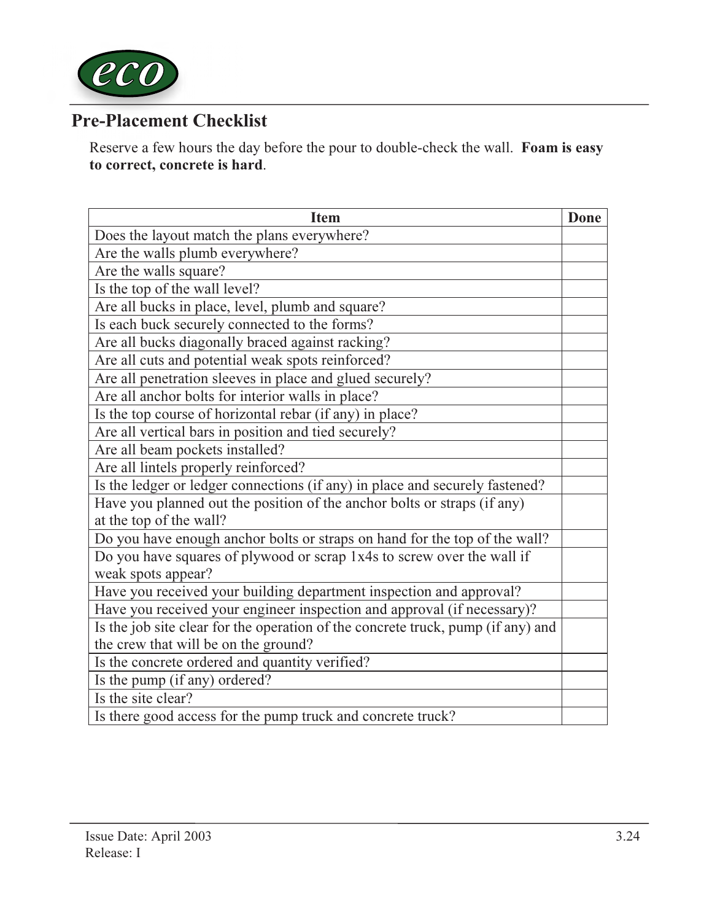## Pre-Placement Checklist

Reserve a few hours the day before the pour to double-check the wall. **Foam is easy to correct, concrete is hard**.

| Item | Done |
|---|---|
| Does the layout match the plans everywhere? | |
| Are the walls plumb everywhere? | |
| Are the walls square? | |
| Is the top of the wall level? | |
| Are all bucks in place, level, plumb and square? | |
| Is each buck securely connected to the forms? | |
| Are all bucks diagonally braced against racking? | |
| Are all cuts and potential weak spots reinforced? | |
| Are all penetration sleeves in place and glued securely? | |
| Are all anchor bolts for interior walls in place? | |
| Is the top course of horizontal rebar (if any) in place? | |
| Are all vertical bars in position and tied securely? | |
| Are all beam pockets installed? | |
| Are all lintels properly reinforced? | |
| Is the ledger or ledger connections (if any) in place and securely fastened? | |
| Have you planned out the position of the anchor bolts or straps (if any) at the top of the wall? | |
| Do you have enough anchor bolts or straps on hand for the top of the wall? | |
| Do you have squares of plywood or scrap 1x4s to screw over the wall if weak spots appear? | |
| Have you received your building department inspection and approval? | |
| Have you received your engineer inspection and approval (if necessary)? | |
| Is the job site clear for the operation of the concrete truck, pump (if any) and the crew that will be on the ground? | |
| Is the concrete ordered and quantity verified? | |
| Is the pump (if any) ordered? | |
| Is the site clear? | |
| Is there good access for the pump truck and concrete truck? | |

Issue Date: April 2003
Release: I